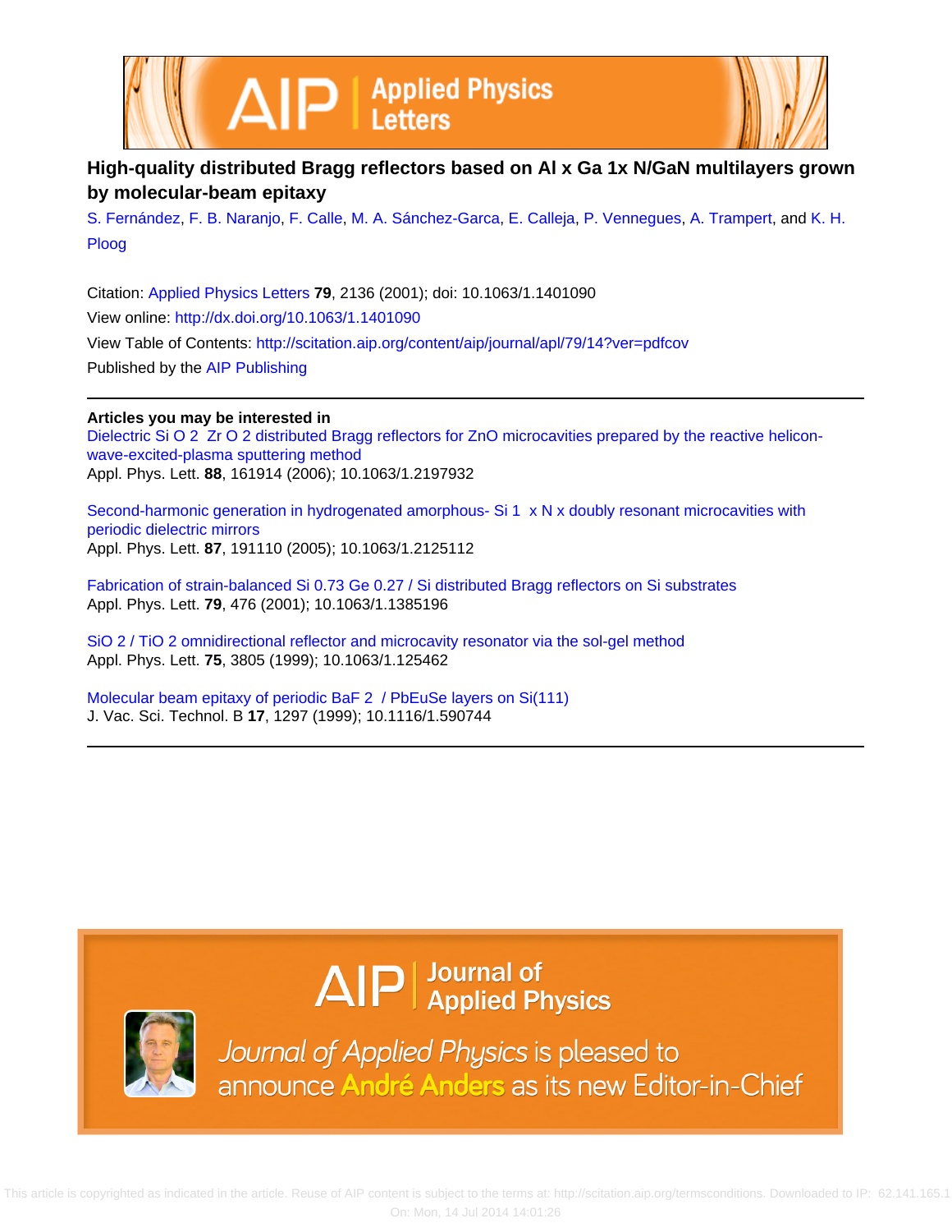# High-quality distributed Bragg reflectors based on Al x Ga 1x N/GaN multilayers grown by molecular-beam epitaxy

S. Fernández, F. B. Naranjo, F. Calle, M. A. Sánchez-Garca, E. Calleja, P. Vennegues, A. Trampert, and K. H. Ploog

Citation: Applied Physics Letters **79**, 2136 (2001); doi: 10.1063/1.1401090

View online: http://dx.doi.org/10.1063/1.1401090

View Table of Contents: http://scitation.aip.org/content/aip/journal/apl/79/14?ver=pdfcov

Published by the AIP Publishing

---

**Articles you may be interested in**

Dielectric Si O 2 Zr O 2 distributed Bragg reflectors for ZnO microcavities prepared by the reactive helicon-wave-excited-plasma sputtering method
Appl. Phys. Lett. **88**, 161914 (2006); 10.1063/1.2197932

Second-harmonic generation in hydrogenated amorphous- Si 1 x N x doubly resonant microcavities with periodic dielectric mirrors
Appl. Phys. Lett. **87**, 191110 (2005); 10.1063/1.2125112

Fabrication of strain-balanced Si 0.73 Ge 0.27 / Si distributed Bragg reflectors on Si substrates
Appl. Phys. Lett. **79**, 476 (2001); 10.1063/1.1385196

SiO 2 / TiO 2 omnidirectional reflector and microcavity resonator via the sol-gel method
Appl. Phys. Lett. **75**, 3805 (1999); 10.1063/1.125462

Molecular beam epitaxy of periodic BaF 2 / PbEuSe layers on Si(111)
J. Vac. Sci. Technol. B **17**, 1297 (1999); 10.1116/1.590744

---

AIP Journal of Applied Physics

Journal of Applied Physics is pleased to announce André Anders as its new Editor-in-Chief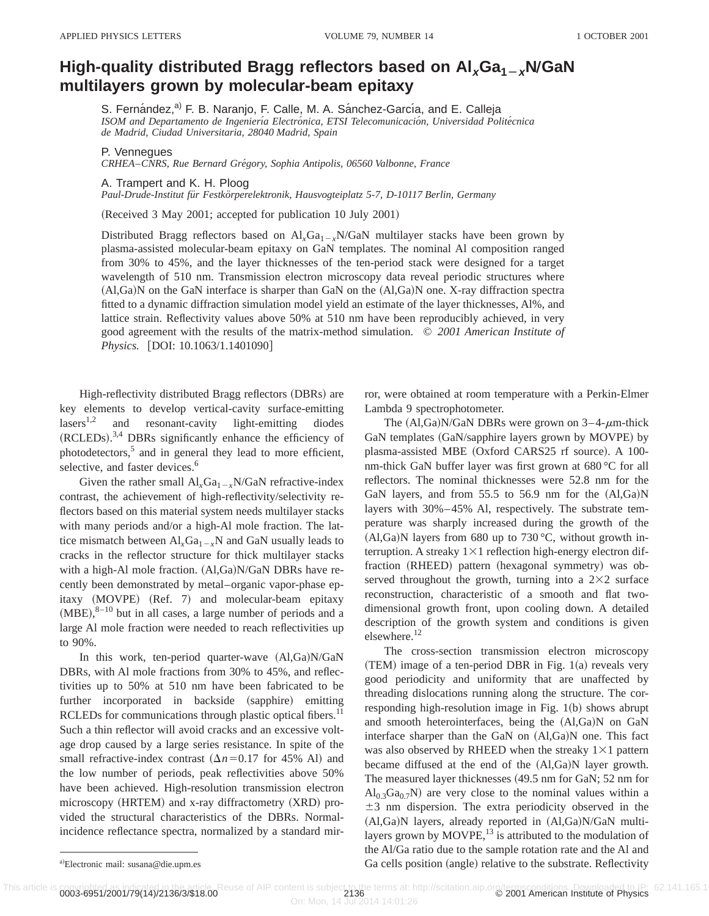# High-quality distributed Bragg reflectors based on $Al_xGa_{1-x}N$/GaN multilayers grown by molecular-beam epitaxy

S. Fernández,[a)] F. B. Naranjo, F. Calle, M. A. Sánchez-García, and E. Calleja
*ISOM and Departamento de Ingeniería Electrónica, ETSI Telecomunicación, Universidad Politécnica de Madrid, Ciudad Universitaria, 28040 Madrid, Spain*

P. Vennegues
*CRHEA–CNRS, Rue Bernard Grégory, Sophia Antipolis, 06560 Valbonne, France*

A. Trampert and K. H. Ploog
*Paul-Drude-Institut für Festkörperelektronik, Hausvogteiplatz 5-7, D-10117 Berlin, Germany*

(Received 3 May 2001; accepted for publication 10 July 2001)

Distributed Bragg reflectors based on $Al_xGa_{1-x}N$/GaN multilayer stacks have been grown by plasma-assisted molecular-beam epitaxy on GaN templates. The nominal Al composition ranged from 30% to 45%, and the layer thicknesses of the ten-period stack were designed for a target wavelength of 510 nm. Transmission electron microscopy data reveal periodic structures where (Al,Ga)N on the GaN interface is sharper than GaN on the (Al,Ga)N one. X-ray diffraction spectra fitted to a dynamic diffraction simulation model yield an estimate of the layer thicknesses, Al%, and lattice strain. Reflectivity values above 50% at 510 nm have been reproducibly achieved, in very good agreement with the results of the matrix-method simulation. © *2001 American Institute of Physics.* [DOI: 10.1063/1.1401090]

High-reflectivity distributed Bragg reflectors (DBRs) are key elements to develop vertical-cavity surface-emitting lasers[1,2] and resonant-cavity light-emitting diodes (RCLEDs).[3,4] DBRs significantly enhance the efficiency of photodetectors,[5] and in general they lead to more efficient, selective, and faster devices.[6]

Given the rather small $Al_xGa_{1-x}N$/GaN refractive-index contrast, the achievement of high-reflectivity/selectivity reflectors based on this material system needs multilayer stacks with many periods and/or a high-Al mole fraction. The lattice mismatch between $Al_xGa_{1-x}N$ and GaN usually leads to cracks in the reflector structure for thick multilayer stacks with a high-Al mole fraction. (Al,Ga)N/GaN DBRs have recently been demonstrated by metal–organic vapor-phase epitaxy (MOVPE) (Ref. 7) and molecular-beam epitaxy (MBE),[8–10] but in all cases, a large number of periods and a large Al mole fraction were needed to reach reflectivities up to 90%.

In this work, ten-period quarter-wave (Al,Ga)N/GaN DBRs, with Al mole fractions from 30% to 45%, and reflectivities up to 50% at 510 nm have been fabricated to be further incorporated in backside (sapphire) emitting RCLEDs for communications through plastic optical fibers.[11] Such a thin reflector will avoid cracks and an excessive voltage drop caused by a large series resistance. In spite of the small refractive-index contrast ($\Delta n = 0.17$ for 45% Al) and the low number of periods, peak reflectivities above 50% have been achieved. High-resolution transmission electron microscopy (HRTEM) and x-ray diffractometry (XRD) provided the structural characteristics of the DBRs. Normal-incidence reflectance spectra, normalized by a standard mirror, were obtained at room temperature with a Perkin-Elmer Lambda 9 spectrophotometer.

The (Al,Ga)N/GaN DBRs were grown on 3–4-$\mu$m-thick GaN templates (GaN/sapphire layers grown by MOVPE) by plasma-assisted MBE (Oxford CARS25 rf source). A 100-nm-thick GaN buffer layer was first grown at 680 °C for all reflectors. The nominal thicknesses were 52.8 nm for the GaN layers, and from 55.5 to 56.9 nm for the (Al,Ga)N layers with 30%–45% Al, respectively. The substrate temperature was sharply increased during the growth of the (Al,Ga)N layers from 680 up to 730 °C, without growth interruption. A streaky $1\times1$ reflection high-energy electron diffraction (RHEED) pattern (hexagonal symmetry) was observed throughout the growth, turning into a $2\times2$ surface reconstruction, characteristic of a smooth and flat two-dimensional growth front, upon cooling down. A detailed description of the growth system and conditions is given elsewhere.[12]

The cross-section transmission electron microscopy (TEM) image of a ten-period DBR in Fig. 1(a) reveals very good periodicity and uniformity that are unaffected by threading dislocations running along the structure. The corresponding high-resolution image in Fig. 1(b) shows abrupt and smooth heterointerfaces, being the (Al,Ga)N on GaN interface sharper than the GaN on (Al,Ga)N one. This fact was also observed by RHEED when the streaky $1\times1$ pattern became diffused at the end of the (Al,Ga)N layer growth. The measured layer thicknesses (49.5 nm for GaN; 52 nm for $Al_{0.3}Ga_{0.7}N$) are very close to the nominal values within a $\pm3$ nm dispersion. The extra periodicity observed in the (Al,Ga)N layers, already reported in (Al,Ga)N/GaN multilayers grown by MOVPE,[13] is attributed to the modulation of the Al/Ga ratio due to the sample rotation rate and the Al and Ga cells position (angle) relative to the substrate. Reflectivity

[a)]Electronic mail: susana@die.upm.es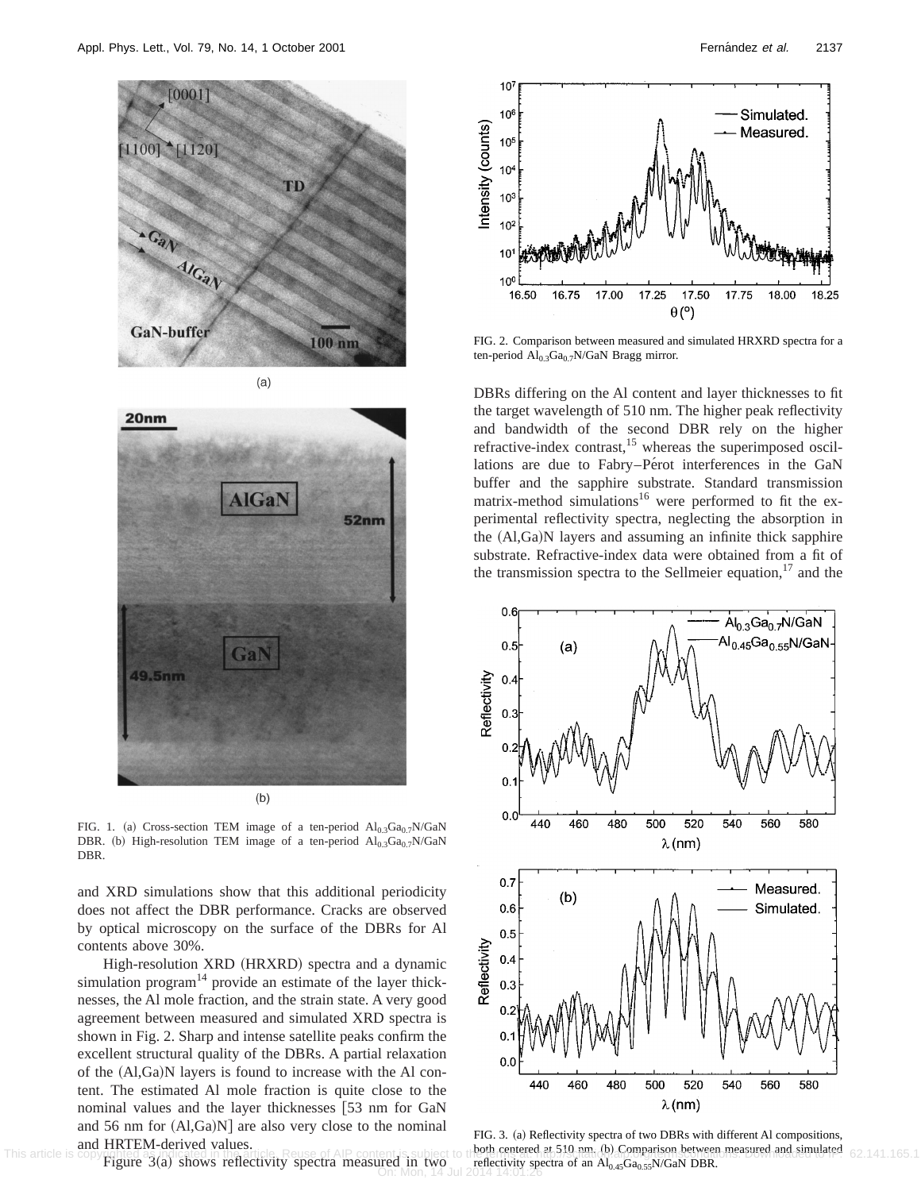FIG. 1. (a) Cross-section TEM image of a ten-period $Al_{0.3}Ga_{0.7}N$/GaN DBR. (b) High-resolution TEM image of a ten-period $Al_{0.3}Ga_{0.7}N$/GaN DBR.

and XRD simulations show that this additional periodicity does not affect the DBR performance. Cracks are observed by optical microscopy on the surface of the DBRs for Al contents above 30%.

High-resolution XRD (HRXRD) spectra and a dynamic simulation program[14] provide an estimate of the layer thicknesses, the Al mole fraction, and the strain state. A very good agreement between measured and simulated XRD spectra is shown in Fig. 2. Sharp and intense satellite peaks confirm the excellent structural quality of the DBRs. A partial relaxation of the (Al,Ga)N layers is found to increase with the Al content. The estimated Al mole fraction is quite close to the nominal values and the layer thicknesses [53 nm for GaN and 56 nm for (Al,Ga)N] are also very close to the nominal and HRTEM-derived values.

Figure 3(a) shows reflectivity spectra measured in two

FIG. 2. Comparison between measured and simulated HRXRD spectra for a ten-period $Al_{0.3}Ga_{0.7}N$/GaN Bragg mirror.

DBRs differing on the Al content and layer thicknesses to fit the target wavelength of 510 nm. The higher peak reflectivity and bandwidth of the second DBR rely on the higher refractive-index contrast,[15] whereas the superimposed oscillations are due to Fabry–Pérot interferences in the GaN buffer and the sapphire substrate. Standard transmission matrix-method simulations[16] were performed to fit the experimental reflectivity spectra, neglecting the absorption in the (Al,Ga)N layers and assuming an infinite thick sapphire substrate. Refractive-index data were obtained from a fit of the transmission spectra to the Sellmeier equation,[17] and the

FIG. 3. (a) Reflectivity spectra of two DBRs with different Al compositions, both centered at 510 nm. (b) Comparison between measured and simulated reflectivity spectra of an $Al_{0.45}Ga_{0.55}N$/GaN DBR.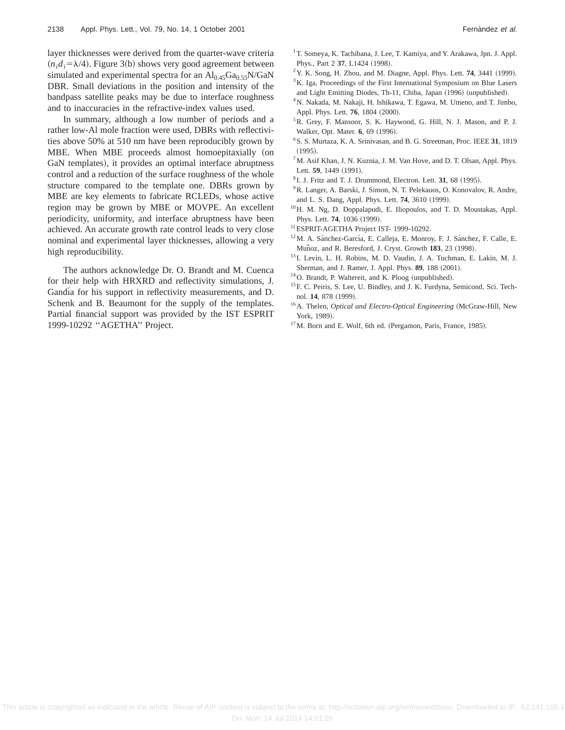layer thicknesses were derived from the quarter-wave criteria ($n_i d_i = \lambda/4$). Figure 3(b) shows very good agreement between simulated and experimental spectra for an $Al_{0.45}Ga_{0.55}N$/GaN DBR. Small deviations in the position and intensity of the bandpass satellite peaks may be due to interface roughness and to inaccuracies in the refractive-index values used.

In summary, although a low number of periods and a rather low-Al mole fraction were used, DBRs with reflectivities above 50% at 510 nm have been reproducibly grown by MBE. When MBE proceeds almost homoepitaxially (on GaN templates), it provides an optimal interface abruptness control and a reduction of the surface roughness of the whole structure compared to the template one. DBRs grown by MBE are key elements to fabricate RCLEDs, whose active region may be grown by MBE or MOVPE. An excellent periodicity, uniformity, and interface abruptness have been achieved. An accurate growth rate control leads to very close nominal and experimental layer thicknesses, allowing a very high reproducibility.

The authors acknowledge Dr. O. Brandt and M. Cuenca for their help with HRXRD and reflectivity simulations, J. Gandía for his support in reflectivity measurements, and D. Schenk and B. Beaumont for the supply of the templates. Partial financial support was provided by the IST ESPRIT 1999-10292 "AGETHA" Project.

[1] T. Someya, K. Tachibana, J. Lee, T. Kamiya, and Y. Arakawa, Jpn. J. Appl. Phys., Part 2 **37**, L1424 (1998).
[2] Y. K. Song, H. Zhou, and M. Diagne, Appl. Phys. Lett. **74**, 3441 (1999).
[3] K. Iga, Proceedings of the First International Symposium on Blue Lasers and Light Emitting Diodes, Th-11, Chiba, Japan (1996) (unpublished).
[4] N. Nakada, M. Nakaji, H. Ishikawa, T. Egawa, M. Umeno, and T. Jimbo, Appl. Phys. Lett. **76**, 1804 (2000).
[5] R. Grey, F. Mansoor, S. K. Haywood, G. Hill, N. J. Mason, and P. J. Walker, Opt. Mater. **6**, 69 (1996).
[6] S. S. Murtaza, K. A. Srinivasan, and B. G. Streetman, Proc. IEEE **31**, 1819 (1995).
[7] M. Asif Khan, J. N. Kuznia, J. M. Van Hove, and D. T. Olsan, Appl. Phys. Lett. **59**, 1449 (1991).
[8] I. J. Fritz and T. J. Drummond, Electron. Lett. **31**, 68 (1995).
[9] R. Langer, A. Barski, J. Simon, N. T. Pelekauos, O. Konovalov, R. Andre, and L. S. Dang, Appl. Phys. Lett. **74**, 3610 (1999).
[10] H. M. Ng, D. Doppalapudi, E. Iliopoulos, and T. D. Moustakas, Appl. Phys. Lett. **74**, 1036 (1999).
[11] ESPRIT-AGETHA Project IST- 1999-10292.
[12] M. A. Sánchez-García, E. Calleja, E. Monroy, F. J. Sánchez, F. Calle, E. Muñoz, and R. Beresford, J. Cryst. Growth **183**, 23 (1998).
[13] I. Levin, L. H. Robins, M. D. Vaudin, J. A. Tuchman, E. Lakin, M. J. Sherman, and J. Ramer, J. Appl. Phys. **89**, 188 (2001).
[14] O. Brandt, P. Waltereit, and K. Ploog (unpublished).
[15] F. C. Peiris, S. Lee, U. Bindley, and J. K. Furdyna, Semicond. Sci. Technol. **14**, 878 (1999).
[16] A. Thelen, *Optical and Electro-Optical Engineering* (McGraw-Hill, New York, 1989).
[17] M. Born and E. Wolf, 6th ed. (Pergamon, Paris, France, 1985).